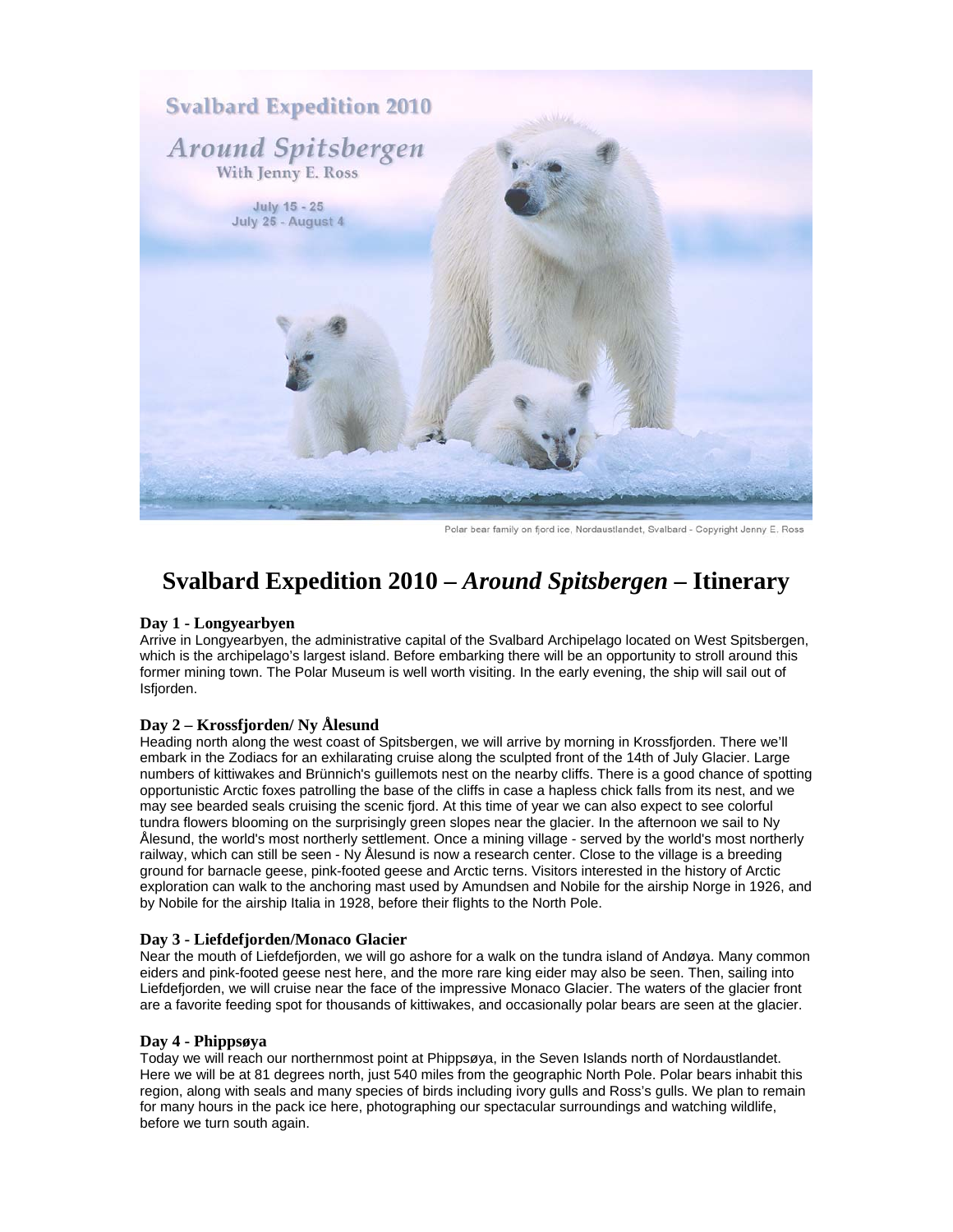Svalbard Expedition 2010

Around Spitsbergen

With Jenny E. Ross

July 15 - 25
July 25 - August 4

Polar bear family on fjord ice, Nordaustlandet, Svalbard - Copyright Jenny E. Ross

# Svalbard Expedition 2010 – *Around Spitsbergen* – Itinerary

### Day 1 - Longyearbyen

Arrive in Longyearbyen, the administrative capital of the Svalbard Archipelago located on West Spitsbergen, which is the archipelago's largest island. Before embarking there will be an opportunity to stroll around this former mining town. The Polar Museum is well worth visiting. In the early evening, the ship will sail out of Isfjorden.

### Day 2 – Krossfjorden/ Ny Ålesund

Heading north along the west coast of Spitsbergen, we will arrive by morning in Krossfjorden. There we'll embark in the Zodiacs for an exhilarating cruise along the sculpted front of the 14th of July Glacier. Large numbers of kittiwakes and Brünnich's guillemots nest on the nearby cliffs. There is a good chance of spotting opportunistic Arctic foxes patrolling the base of the cliffs in case a hapless chick falls from its nest, and we may see bearded seals cruising the scenic fjord. At this time of year we can also expect to see colorful tundra flowers blooming on the surprisingly green slopes near the glacier. In the afternoon we sail to Ny Ålesund, the world's most northerly settlement. Once a mining village - served by the world's most northerly railway, which can still be seen - Ny Ålesund is now a research center. Close to the village is a breeding ground for barnacle geese, pink-footed geese and Arctic terns. Visitors interested in the history of Arctic exploration can walk to the anchoring mast used by Amundsen and Nobile for the airship Norge in 1926, and by Nobile for the airship Italia in 1928, before their flights to the North Pole.

### Day 3 - Liefdefjorden/Monaco Glacier

Near the mouth of Liefdefjorden, we will go ashore for a walk on the tundra island of Andøya. Many common eiders and pink-footed geese nest here, and the more rare king eider may also be seen. Then, sailing into Liefdefjorden, we will cruise near the face of the impressive Monaco Glacier. The waters of the glacier front are a favorite feeding spot for thousands of kittiwakes, and occasionally polar bears are seen at the glacier.

### Day 4 - Phippsøya

Today we will reach our northernmost point at Phippsøya, in the Seven Islands north of Nordaustlandet. Here we will be at 81 degrees north, just 540 miles from the geographic North Pole. Polar bears inhabit this region, along with seals and many species of birds including ivory gulls and Ross's gulls. We plan to remain for many hours in the pack ice here, photographing our spectacular surroundings and watching wildlife, before we turn south again.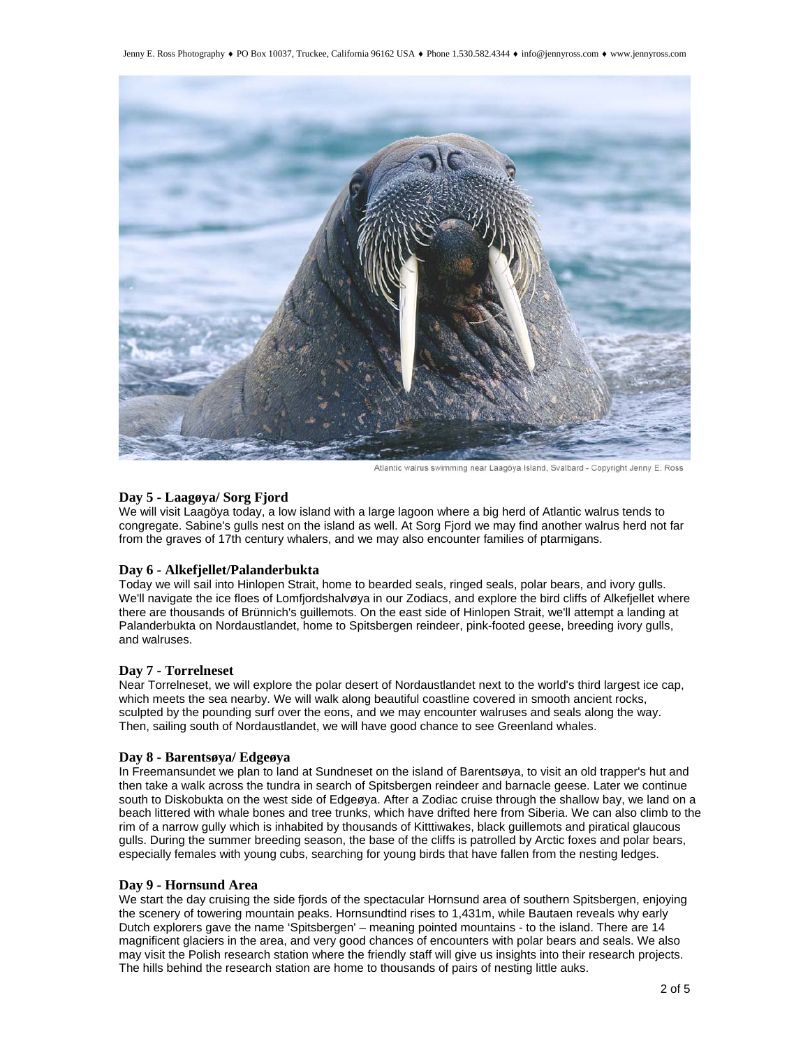Atlantic walrus swimming near Laagöya Island, Svalbard - Copyright Jenny E. Ross

## Day 5 - Laagøya/ Sorg Fjord

We will visit Laagöya today, a low island with a large lagoon where a big herd of Atlantic walrus tends to congregate. Sabine's gulls nest on the island as well. At Sorg Fjord we may find another walrus herd not far from the graves of 17th century whalers, and we may also encounter families of ptarmigans.

## Day 6 - Alkefjellet/Palanderbukta

Today we will sail into Hinlopen Strait, home to bearded seals, ringed seals, polar bears, and ivory gulls. We'll navigate the ice floes of Lomfjordshalvøya in our Zodiacs, and explore the bird cliffs of Alkefjellet where there are thousands of Brünnich's guillemots. On the east side of Hinlopen Strait, we'll attempt a landing at Palanderbukta on Nordaustlandet, home to Spitsbergen reindeer, pink-footed geese, breeding ivory gulls, and walruses.

## Day 7 - Torrelneset

Near Torrelneset, we will explore the polar desert of Nordaustlandet next to the world's third largest ice cap, which meets the sea nearby. We will walk along beautiful coastline covered in smooth ancient rocks, sculpted by the pounding surf over the eons, and we may encounter walruses and seals along the way. Then, sailing south of Nordaustlandet, we will have good chance to see Greenland whales.

## Day 8 - Barentsøya/ Edgeøya

In Freemansundet we plan to land at Sundneset on the island of Barentsøya, to visit an old trapper's hut and then take a walk across the tundra in search of Spitsbergen reindeer and barnacle geese. Later we continue south to Diskobukta on the west side of Edgeøya. After a Zodiac cruise through the shallow bay, we land on a beach littered with whale bones and tree trunks, which have drifted here from Siberia. We can also climb to the rim of a narrow gully which is inhabited by thousands of Kitttiwakes, black guillemots and piratical glaucous gulls. During the summer breeding season, the base of the cliffs is patrolled by Arctic foxes and polar bears, especially females with young cubs, searching for young birds that have fallen from the nesting ledges.

## Day 9 - Hornsund Area

We start the day cruising the side fjords of the spectacular Hornsund area of southern Spitsbergen, enjoying the scenery of towering mountain peaks. Hornsundtind rises to 1,431m, while Bautaen reveals why early Dutch explorers gave the name 'Spitsbergen' – meaning pointed mountains - to the island. There are 14 magnificent glaciers in the area, and very good chances of encounters with polar bears and seals. We also may visit the Polish research station where the friendly staff will give us insights into their research projects. The hills behind the research station are home to thousands of pairs of nesting little auks.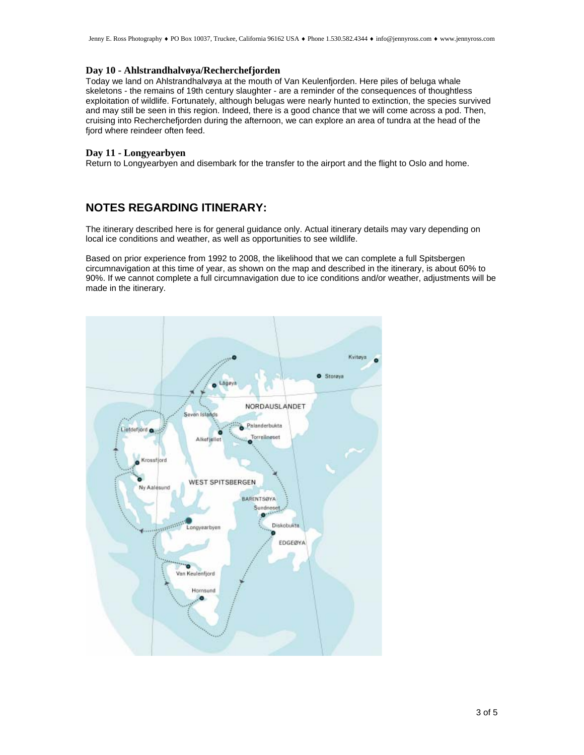### Day 10 - Ahlstrandhalvøya/Recherchefjorden

Today we land on Ahlstrandhalvøya at the mouth of Van Keulenfjorden. Here piles of beluga whale skeletons - the remains of 19th century slaughter - are a reminder of the consequences of thoughtless exploitation of wildlife. Fortunately, although belugas were nearly hunted to extinction, the species survived and may still be seen in this region. Indeed, there is a good chance that we will come across a pod. Then, cruising into Recherchefjorden during the afternoon, we can explore an area of tundra at the head of the fjord where reindeer often feed.

### Day 11 - Longyearbyen

Return to Longyearbyen and disembark for the transfer to the airport and the flight to Oslo and home.

## NOTES REGARDING ITINERARY:

The itinerary described here is for general guidance only. Actual itinerary details may vary depending on local ice conditions and weather, as well as opportunities to see wildlife.

Based on prior experience from 1992 to 2008, the likelihood that we can complete a full Spitsbergen circumnavigation at this time of year, as shown on the map and described in the itinerary, is about 60% to 90%. If we cannot complete a full circumnavigation due to ice conditions and/or weather, adjustments will be made in the itinerary.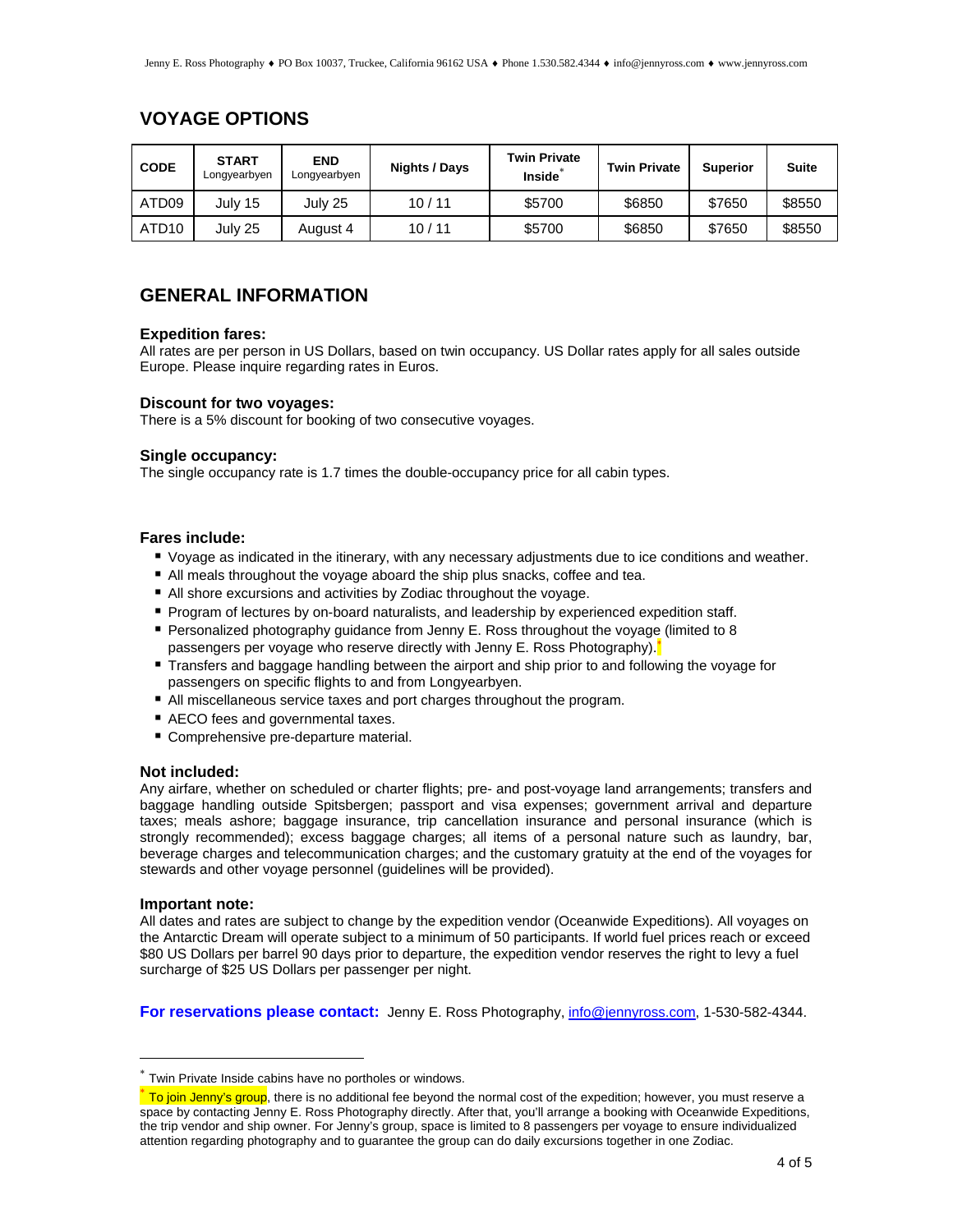## VOYAGE OPTIONS

| CODE | START Longyearbyen | END Longyearbyen | Nights / Days | Twin Private Inside* | Twin Private | Superior | Suite |
|---|---|---|---|---|---|---|---|
| ATD09 | July 15 | July 25 | 10 / 11 | $5700 | $6850 | $7650 | $8550 |
| ATD10 | July 25 | August 4 | 10 / 11 | $5700 | $6850 | $7650 | $8550 |

## GENERAL INFORMATION

### Expedition fares:

All rates are per person in US Dollars, based on twin occupancy. US Dollar rates apply for all sales outside Europe. Please inquire regarding rates in Euros.

### Discount for two voyages:

There is a 5% discount for booking of two consecutive voyages.

### Single occupancy:

The single occupancy rate is 1.7 times the double-occupancy price for all cabin types.

### Fares include:

- Voyage as indicated in the itinerary, with any necessary adjustments due to ice conditions and weather.
- All meals throughout the voyage aboard the ship plus snacks, coffee and tea.
- All shore excursions and activities by Zodiac throughout the voyage.
- Program of lectures by on-board naturalists, and leadership by experienced expedition staff.
- Personalized photography guidance from Jenny E. Ross throughout the voyage (limited to 8 passengers per voyage who reserve directly with Jenny E. Ross Photography).*
- Transfers and baggage handling between the airport and ship prior to and following the voyage for passengers on specific flights to and from Longyearbyen.
- All miscellaneous service taxes and port charges throughout the program.
- AECO fees and governmental taxes.
- Comprehensive pre-departure material.

### Not included:

Any airfare, whether on scheduled or charter flights; pre- and post-voyage land arrangements; transfers and baggage handling outside Spitsbergen; passport and visa expenses; government arrival and departure taxes; meals ashore; baggage insurance, trip cancellation insurance and personal insurance (which is strongly recommended); excess baggage charges; all items of a personal nature such as laundry, bar, beverage charges and telecommunication charges; and the customary gratuity at the end of the voyages for stewards and other voyage personnel (guidelines will be provided).

### Important note:

All dates and rates are subject to change by the expedition vendor (Oceanwide Expeditions). All voyages on the Antarctic Dream will operate subject to a minimum of 50 participants. If world fuel prices reach or exceed $80 US Dollars per barrel 90 days prior to departure, the expedition vendor reserves the right to levy a fuel surcharge of $25 US Dollars per passenger per night.

**For reservations please contact:** Jenny E. Ross Photography, info@jennyross.com, 1-530-582-4344.

---

* Twin Private Inside cabins have no portholes or windows.

* To join Jenny's group, there is no additional fee beyond the normal cost of the expedition; however, you must reserve a space by contacting Jenny E. Ross Photography directly. After that, you'll arrange a booking with Oceanwide Expeditions, the trip vendor and ship owner. For Jenny's group, space is limited to 8 passengers per voyage to ensure individualized attention regarding photography and to guarantee the group can do daily excursions together in one Zodiac.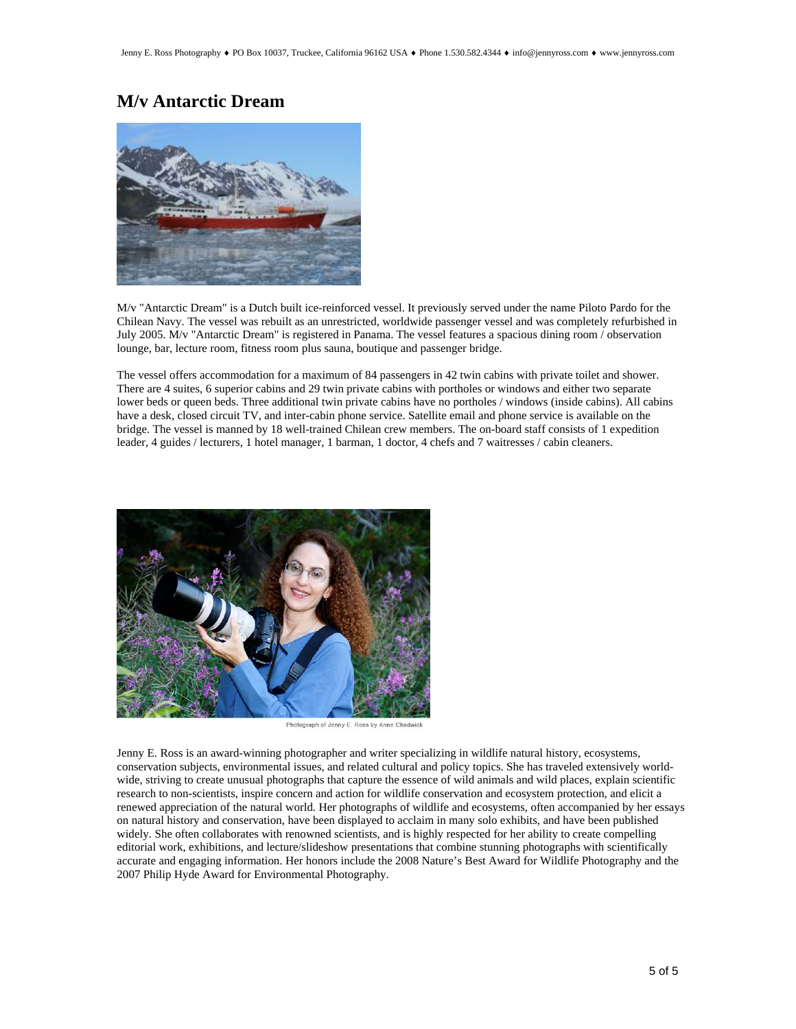## M/v Antarctic Dream

M/v "Antarctic Dream" is a Dutch built ice-reinforced vessel. It previously served under the name Piloto Pardo for the Chilean Navy. The vessel was rebuilt as an unrestricted, worldwide passenger vessel and was completely refurbished in July 2005. M/v "Antarctic Dream" is registered in Panama. The vessel features a spacious dining room / observation lounge, bar, lecture room, fitness room plus sauna, boutique and passenger bridge.

The vessel offers accommodation for a maximum of 84 passengers in 42 twin cabins with private toilet and shower. There are 4 suites, 6 superior cabins and 29 twin private cabins with portholes or windows and either two separate lower beds or queen beds. Three additional twin private cabins have no portholes / windows (inside cabins). All cabins have a desk, closed circuit TV, and inter-cabin phone service. Satellite email and phone service is available on the bridge. The vessel is manned by 18 well-trained Chilean crew members. The on-board staff consists of 1 expedition leader, 4 guides / lecturers, 1 hotel manager, 1 barman, 1 doctor, 4 chefs and 7 waitresses / cabin cleaners.

Photograph of Jenny E. Ross by Anne Chadwick

Jenny E. Ross is an award-winning photographer and writer specializing in wildlife natural history, ecosystems, conservation subjects, environmental issues, and related cultural and policy topics. She has traveled extensively world-wide, striving to create unusual photographs that capture the essence of wild animals and wild places, explain scientific research to non-scientists, inspire concern and action for wildlife conservation and ecosystem protection, and elicit a renewed appreciation of the natural world. Her photographs of wildlife and ecosystems, often accompanied by her essays on natural history and conservation, have been displayed to acclaim in many solo exhibits, and have been published widely. She often collaborates with renowned scientists, and is highly respected for her ability to create compelling editorial work, exhibitions, and lecture/slideshow presentations that combine stunning photographs with scientifically accurate and engaging information. Her honors include the 2008 Nature's Best Award for Wildlife Photography and the 2007 Philip Hyde Award for Environmental Photography.